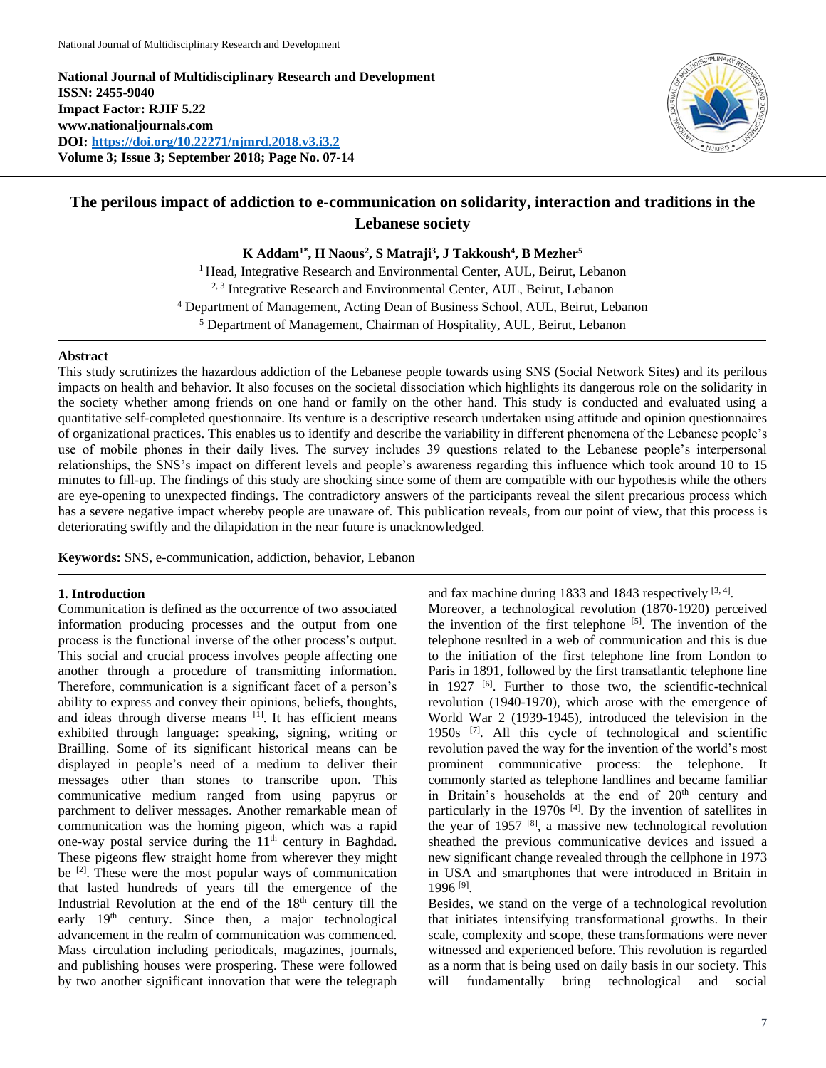National Journal of Multidisciplinary Research and Development
ISSN: 2455-9040
Impact Factor: RJIF 5.22
www.nationaljournals.com
DOI: https://doi.org/10.22271/njmrd.2018.v3.i3.2
Volume 3; Issue 3; September 2018; Page No. 07-14

# The perilous impact of addiction to e-communication on solidarity, interaction and traditions in the Lebanese society

**K Addam[1*], H Naous[2], S Matraji[3], J Takkoush[4], B Mezher[5]**

[1] Head, Integrative Research and Environmental Center, AUL, Beirut, Lebanon
[2, 3] Integrative Research and Environmental Center, AUL, Beirut, Lebanon
[4] Department of Management, Acting Dean of Business School, AUL, Beirut, Lebanon
[5] Department of Management, Chairman of Hospitality, AUL, Beirut, Lebanon

## Abstract

This study scrutinizes the hazardous addiction of the Lebanese people towards using SNS (Social Network Sites) and its perilous impacts on health and behavior. It also focuses on the societal dissociation which highlights its dangerous role on the solidarity in the society whether among friends on one hand or family on the other hand. This study is conducted and evaluated using a quantitative self-completed questionnaire. Its venture is a descriptive research undertaken using attitude and opinion questionnaires of organizational practices. This enables us to identify and describe the variability in different phenomena of the Lebanese people's use of mobile phones in their daily lives. The survey includes 39 questions related to the Lebanese people's interpersonal relationships, the SNS's impact on different levels and people's awareness regarding this influence which took around 10 to 15 minutes to fill-up. The findings of this study are shocking since some of them are compatible with our hypothesis while the others are eye-opening to unexpected findings. The contradictory answers of the participants reveal the silent precarious process which has a severe negative impact whereby people are unaware of. This publication reveals, from our point of view, that this process is deteriorating swiftly and the dilapidation in the near future is unacknowledged.

**Keywords:** SNS, e-communication, addiction, behavior, Lebanon

## 1. Introduction

Communication is defined as the occurrence of two associated information producing processes and the output from one process is the functional inverse of the other process's output. This social and crucial process involves people affecting one another through a procedure of transmitting information. Therefore, communication is a significant facet of a person's ability to express and convey their opinions, beliefs, thoughts, and ideas through diverse means [1]. It has efficient means exhibited through language: speaking, signing, writing or Brailling. Some of its significant historical means can be displayed in people's need of a medium to deliver their messages other than stones to transcribe upon. This communicative medium ranged from using papyrus or parchment to deliver messages. Another remarkable mean of communication was the homing pigeon, which was a rapid one-way postal service during the 11th century in Baghdad. These pigeons flew straight home from wherever they might be [2]. These were the most popular ways of communication that lasted hundreds of years till the emergence of the Industrial Revolution at the end of the 18th century till the early 19th century. Since then, a major technological advancement in the realm of communication was commenced. Mass circulation including periodicals, magazines, journals, and publishing houses were prospering. These were followed by two another significant innovation that were the telegraph and fax machine during 1833 and 1843 respectively [3, 4].

Moreover, a technological revolution (1870-1920) perceived the invention of the first telephone [5]. The invention of the telephone resulted in a web of communication and this is due to the initiation of the first telephone line from London to Paris in 1891, followed by the first transatlantic telephone line in 1927 [6]. Further to those two, the scientific-technical revolution (1940-1970), which arose with the emergence of World War 2 (1939-1945), introduced the television in the 1950s [7]. All this cycle of technological and scientific revolution paved the way for the invention of the world's most prominent communicative process: the telephone. It commonly started as telephone landlines and became familiar in Britain's households at the end of 20th century and particularly in the 1970s [4]. By the invention of satellites in the year of 1957 [8], a massive new technological revolution sheathed the previous communicative devices and issued a new significant change revealed through the cellphone in 1973 in USA and smartphones that were introduced in Britain in 1996 [9].

Besides, we stand on the verge of a technological revolution that initiates intensifying transformational growths. In their scale, complexity and scope, these transformations were never witnessed and experienced before. This revolution is regarded as a norm that is being used on daily basis in our society. This will fundamentally bring technological and social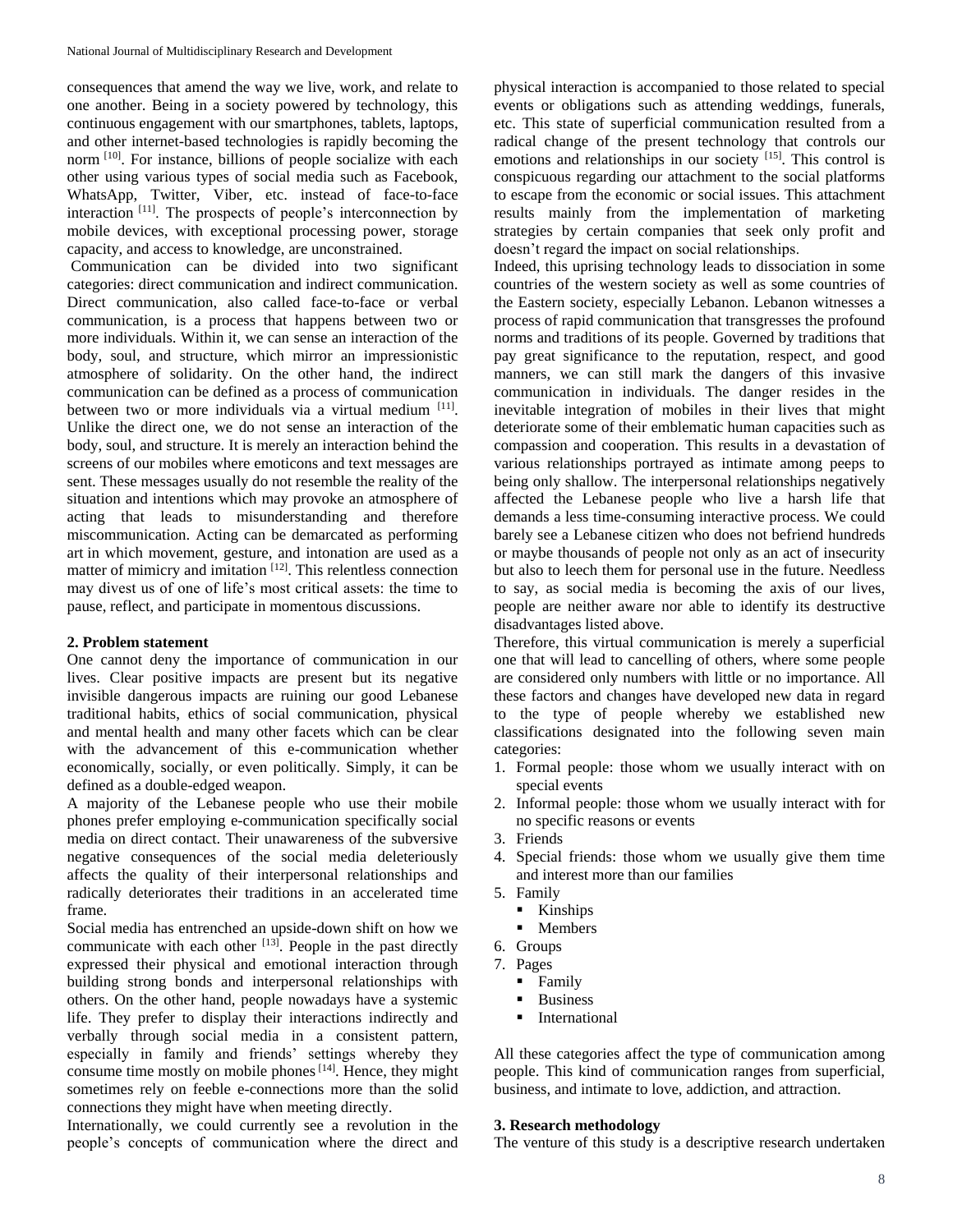consequences that amend the way we live, work, and relate to one another. Being in a society powered by technology, this continuous engagement with our smartphones, tablets, laptops, and other internet-based technologies is rapidly becoming the norm [10]. For instance, billions of people socialize with each other using various types of social media such as Facebook, WhatsApp, Twitter, Viber, etc. instead of face-to-face interaction [11]. The prospects of people's interconnection by mobile devices, with exceptional processing power, storage capacity, and access to knowledge, are unconstrained.

Communication can be divided into two significant categories: direct communication and indirect communication. Direct communication, also called face-to-face or verbal communication, is a process that happens between two or more individuals. Within it, we can sense an interaction of the body, soul, and structure, which mirror an impressionistic atmosphere of solidarity. On the other hand, the indirect communication can be defined as a process of communication between two or more individuals via a virtual medium [11]. Unlike the direct one, we do not sense an interaction of the body, soul, and structure. It is merely an interaction behind the screens of our mobiles where emoticons and text messages are sent. These messages usually do not resemble the reality of the situation and intentions which may provoke an atmosphere of acting that leads to misunderstanding and therefore miscommunication. Acting can be demarcated as performing art in which movement, gesture, and intonation are used as a matter of mimicry and imitation [12]. This relentless connection may divest us of one of life's most critical assets: the time to pause, reflect, and participate in momentous discussions.

## 2. Problem statement

One cannot deny the importance of communication in our lives. Clear positive impacts are present but its negative invisible dangerous impacts are ruining our good Lebanese traditional habits, ethics of social communication, physical and mental health and many other facets which can be clear with the advancement of this e-communication whether economically, socially, or even politically. Simply, it can be defined as a double-edged weapon.

A majority of the Lebanese people who use their mobile phones prefer employing e-communication specifically social media on direct contact. Their unawareness of the subversive negative consequences of the social media deleteriously affects the quality of their interpersonal relationships and radically deteriorates their traditions in an accelerated time frame.

Social media has entrenched an upside-down shift on how we communicate with each other [13]. People in the past directly expressed their physical and emotional interaction through building strong bonds and interpersonal relationships with others. On the other hand, people nowadays have a systemic life. They prefer to display their interactions indirectly and verbally through social media in a consistent pattern, especially in family and friends' settings whereby they consume time mostly on mobile phones [14]. Hence, they might sometimes rely on feeble e-connections more than the solid connections they might have when meeting directly.

Internationally, we could currently see a revolution in the people's concepts of communication where the direct and physical interaction is accompanied to those related to special events or obligations such as attending weddings, funerals, etc. This state of superficial communication resulted from a radical change of the present technology that controls our emotions and relationships in our society [15]. This control is conspicuous regarding our attachment to the social platforms to escape from the economic or social issues. This attachment results mainly from the implementation of marketing strategies by certain companies that seek only profit and doesn't regard the impact on social relationships.

Indeed, this uprising technology leads to dissociation in some countries of the western society as well as some countries of the Eastern society, especially Lebanon. Lebanon witnesses a process of rapid communication that transgresses the profound norms and traditions of its people. Governed by traditions that pay great significance to the reputation, respect, and good manners, we can still mark the dangers of this invasive communication in individuals. The danger resides in the inevitable integration of mobiles in their lives that might deteriorate some of their emblematic human capacities such as compassion and cooperation. This results in a devastation of various relationships portrayed as intimate among peeps to being only shallow. The interpersonal relationships negatively affected the Lebanese people who live a harsh life that demands a less time-consuming interactive process. We could barely see a Lebanese citizen who does not befriend hundreds or maybe thousands of people not only as an act of insecurity but also to leech them for personal use in the future. Needless to say, as social media is becoming the axis of our lives, people are neither aware nor able to identify its destructive disadvantages listed above.

Therefore, this virtual communication is merely a superficial one that will lead to cancelling of others, where some people are considered only numbers with little or no importance. All these factors and changes have developed new data in regard to the type of people whereby we established new classifications designated into the following seven main categories:

1. Formal people: those whom we usually interact with on special events
2. Informal people: those whom we usually interact with for no specific reasons or events
3. Friends
4. Special friends: those whom we usually give them time and interest more than our families
5. Family
   - Kinships
   - Members
6. Groups
7. Pages
   - Family
   - Business
   - International

All these categories affect the type of communication among people. This kind of communication ranges from superficial, business, and intimate to love, addiction, and attraction.

## 3. Research methodology

The venture of this study is a descriptive research undertaken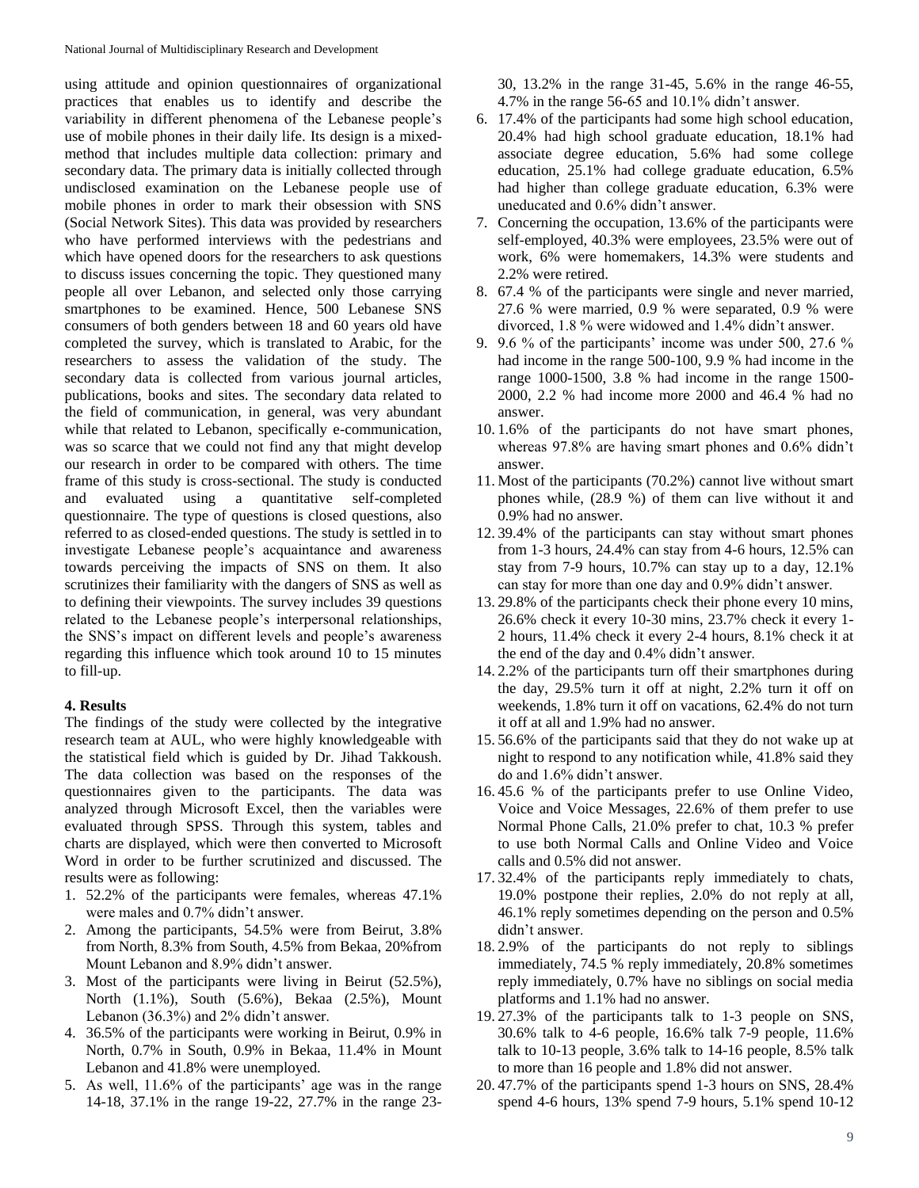using attitude and opinion questionnaires of organizational practices that enables us to identify and describe the variability in different phenomena of the Lebanese people's use of mobile phones in their daily life. Its design is a mixed-method that includes multiple data collection: primary and secondary data. The primary data is initially collected through undisclosed examination on the Lebanese people use of mobile phones in order to mark their obsession with SNS (Social Network Sites). This data was provided by researchers who have performed interviews with the pedestrians and which have opened doors for the researchers to ask questions to discuss issues concerning the topic. They questioned many people all over Lebanon, and selected only those carrying smartphones to be examined. Hence, 500 Lebanese SNS consumers of both genders between 18 and 60 years old have completed the survey, which is translated to Arabic, for the researchers to assess the validation of the study. The secondary data is collected from various journal articles, publications, books and sites. The secondary data related to the field of communication, in general, was very abundant while that related to Lebanon, specifically e-communication, was so scarce that we could not find any that might develop our research in order to be compared with others. The time frame of this study is cross-sectional. The study is conducted and evaluated using a quantitative self-completed questionnaire. The type of questions is closed questions, also referred to as closed-ended questions. The study is settled in to investigate Lebanese people's acquaintance and awareness towards perceiving the impacts of SNS on them. It also scrutinizes their familiarity with the dangers of SNS as well as to defining their viewpoints. The survey includes 39 questions related to the Lebanese people's interpersonal relationships, the SNS's impact on different levels and people's awareness regarding this influence which took around 10 to 15 minutes to fill-up.

## 4. Results

The findings of the study were collected by the integrative research team at AUL, who were highly knowledgeable with the statistical field which is guided by Dr. Jihad Takkoush. The data collection was based on the responses of the questionnaires given to the participants. The data was analyzed through Microsoft Excel, then the variables were evaluated through SPSS. Through this system, tables and charts are displayed, which were then converted to Microsoft Word in order to be further scrutinized and discussed. The results were as following:

1. 52.2% of the participants were females, whereas 47.1% were males and 0.7% didn't answer.
2. Among the participants, 54.5% were from Beirut, 3.8% from North, 8.3% from South, 4.5% from Bekaa, 20%from Mount Lebanon and 8.9% didn't answer.
3. Most of the participants were living in Beirut (52.5%), North (1.1%), South (5.6%), Bekaa (2.5%), Mount Lebanon (36.3%) and 2% didn't answer.
4. 36.5% of the participants were working in Beirut, 0.9% in North, 0.7% in South, 0.9% in Bekaa, 11.4% in Mount Lebanon and 41.8% were unemployed.
5. As well, 11.6% of the participants' age was in the range 14-18, 37.1% in the range 19-22, 27.7% in the range 23-30, 13.2% in the range 31-45, 5.6% in the range 46-55, 4.7% in the range 56-65 and 10.1% didn't answer.
6. 17.4% of the participants had some high school education, 20.4% had high school graduate education, 18.1% had associate degree education, 5.6% had some college education, 25.1% had college graduate education, 6.5% had higher than college graduate education, 6.3% were uneducated and 0.6% didn't answer.
7. Concerning the occupation, 13.6% of the participants were self-employed, 40.3% were employees, 23.5% were out of work, 6% were homemakers, 14.3% were students and 2.2% were retired.
8. 67.4 % of the participants were single and never married, 27.6 % were married, 0.9 % were separated, 0.9 % were divorced, 1.8 % were widowed and 1.4% didn't answer.
9. 9.6 % of the participants' income was under 500, 27.6 % had income in the range 500-100, 9.9 % had income in the range 1000-1500, 3.8 % had income in the range 1500-2000, 2.2 % had income more 2000 and 46.4 % had no answer.
10. 1.6% of the participants do not have smart phones, whereas 97.8% are having smart phones and 0.6% didn't answer.
11. Most of the participants (70.2%) cannot live without smart phones while, (28.9 %) of them can live without it and 0.9% had no answer.
12. 39.4% of the participants can stay without smart phones from 1-3 hours, 24.4% can stay from 4-6 hours, 12.5% can stay from 7-9 hours, 10.7% can stay up to a day, 12.1% can stay for more than one day and 0.9% didn't answer.
13. 29.8% of the participants check their phone every 10 mins, 26.6% check it every 10-30 mins, 23.7% check it every 1-2 hours, 11.4% check it every 2-4 hours, 8.1% check it at the end of the day and 0.4% didn't answer.
14. 2.2% of the participants turn off their smartphones during the day, 29.5% turn it off at night, 2.2% turn it off on weekends, 1.8% turn it off on vacations, 62.4% do not turn it off at all and 1.9% had no answer.
15. 56.6% of the participants said that they do not wake up at night to respond to any notification while, 41.8% said they do and 1.6% didn't answer.
16. 45.6 % of the participants prefer to use Online Video, Voice and Voice Messages, 22.6% of them prefer to use Normal Phone Calls, 21.0% prefer to chat, 10.3 % prefer to use both Normal Calls and Online Video and Voice calls and 0.5% did not answer.
17. 32.4% of the participants reply immediately to chats, 19.0% postpone their replies, 2.0% do not reply at all, 46.1% reply sometimes depending on the person and 0.5% didn't answer.
18. 2.9% of the participants do not reply to siblings immediately, 74.5 % reply immediately, 20.8% sometimes reply immediately, 0.7% have no siblings on social media platforms and 1.1% had no answer.
19. 27.3% of the participants talk to 1-3 people on SNS, 30.6% talk to 4-6 people, 16.6% talk 7-9 people, 11.6% talk to 10-13 people, 3.6% talk to 14-16 people, 8.5% talk to more than 16 people and 1.8% did not answer.
20. 47.7% of the participants spend 1-3 hours on SNS, 28.4% spend 4-6 hours, 13% spend 7-9 hours, 5.1% spend 10-12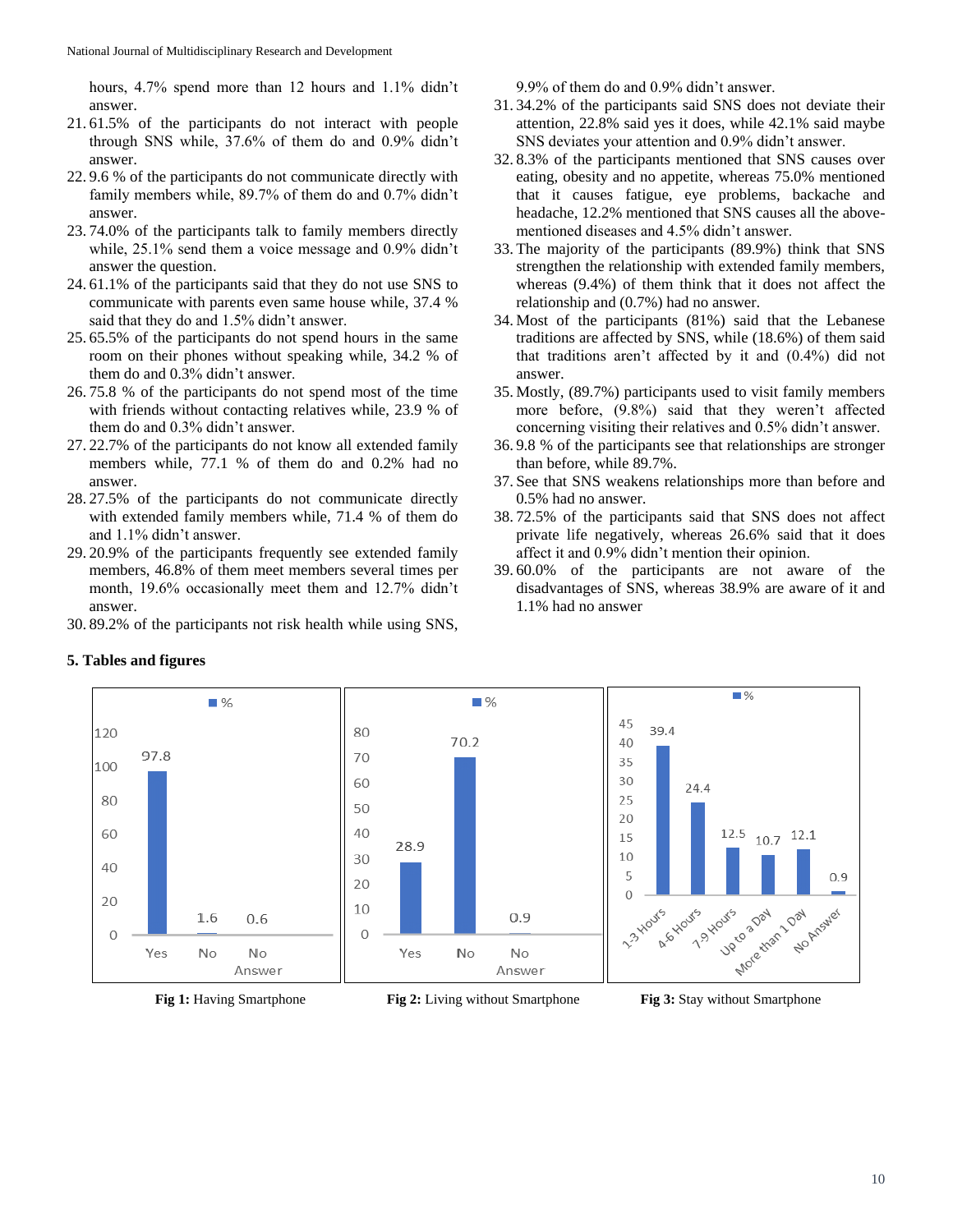hours, 4.7% spend more than 12 hours and 1.1% didn't answer.

21. 61.5% of the participants do not interact with people through SNS while, 37.6% of them do and 0.9% didn't answer.
22. 9.6 % of the participants do not communicate directly with family members while, 89.7% of them do and 0.7% didn't answer.
23. 74.0% of the participants talk to family members directly while, 25.1% send them a voice message and 0.9% didn't answer the question.
24. 61.1% of the participants said that they do not use SNS to communicate with parents even same house while, 37.4 % said that they do and 1.5% didn't answer.
25. 65.5% of the participants do not spend hours in the same room on their phones without speaking while, 34.2 % of them do and 0.3% didn't answer.
26. 75.8 % of the participants do not spend most of the time with friends without contacting relatives while, 23.9 % of them do and 0.3% didn't answer.
27. 22.7% of the participants do not know all extended family members while, 77.1 % of them do and 0.2% had no answer.
28. 27.5% of the participants do not communicate directly with extended family members while, 71.4 % of them do and 1.1% didn't answer.
29. 20.9% of the participants frequently see extended family members, 46.8% of them meet members several times per month, 19.6% occasionally meet them and 12.7% didn't answer.
30. 89.2% of the participants not risk health while using SNS, 9.9% of them do and 0.9% didn't answer.
31. 34.2% of the participants said SNS does not deviate their attention, 22.8% said yes it does, while 42.1% said maybe SNS deviates your attention and 0.9% didn't answer.
32. 8.3% of the participants mentioned that SNS causes over eating, obesity and no appetite, whereas 75.0% mentioned that it causes fatigue, eye problems, backache and headache, 12.2% mentioned that SNS causes all the above-mentioned diseases and 4.5% didn't answer.
33. The majority of the participants (89.9%) think that SNS strengthen the relationship with extended family members, whereas (9.4%) of them think that it does not affect the relationship and (0.7%) had no answer.
34. Most of the participants (81%) said that the Lebanese traditions are affected by SNS, while (18.6%) of them said that traditions aren't affected by it and (0.4%) did not answer.
35. Mostly, (89.7%) participants used to visit family members more before, (9.8%) said that they weren't affected concerning visiting their relatives and 0.5% didn't answer.
36. 9.8 % of the participants see that relationships are stronger than before, while 89.7%.
37. See that SNS weakens relationships more than before and 0.5% had no answer.
38. 72.5% of the participants said that SNS does not affect private life negatively, whereas 26.6% said that it does affect it and 0.9% didn't mention their opinion.
39. 60.0% of the participants are not aware of the disadvantages of SNS, whereas 38.9% are aware of it and 1.1% had no answer

## 5. Tables and figures

| Having Smartphone | % |
|---|---|
| Yes | 97.8 |
| No | 1.6 |
| No Answer | 0.6 |

**Fig 1:** Having Smartphone

| Living without Smartphone | % |
|---|---|
| Yes | 28.9 |
| No | 70.2 |
| No Answer | 0.9 |

**Fig 2:** Living without Smartphone

| Stay without Smartphone | % |
|---|---|
| 1-3 Hours | 39.4 |
| 4-6 Hours | 24.4 |
| 7-9 Hours | 12.5 |
| Up to a Day | 10.7 |
| More than 1 Day | 12.1 |
| No Answer | 0.9 |

**Fig 3:** Stay without Smartphone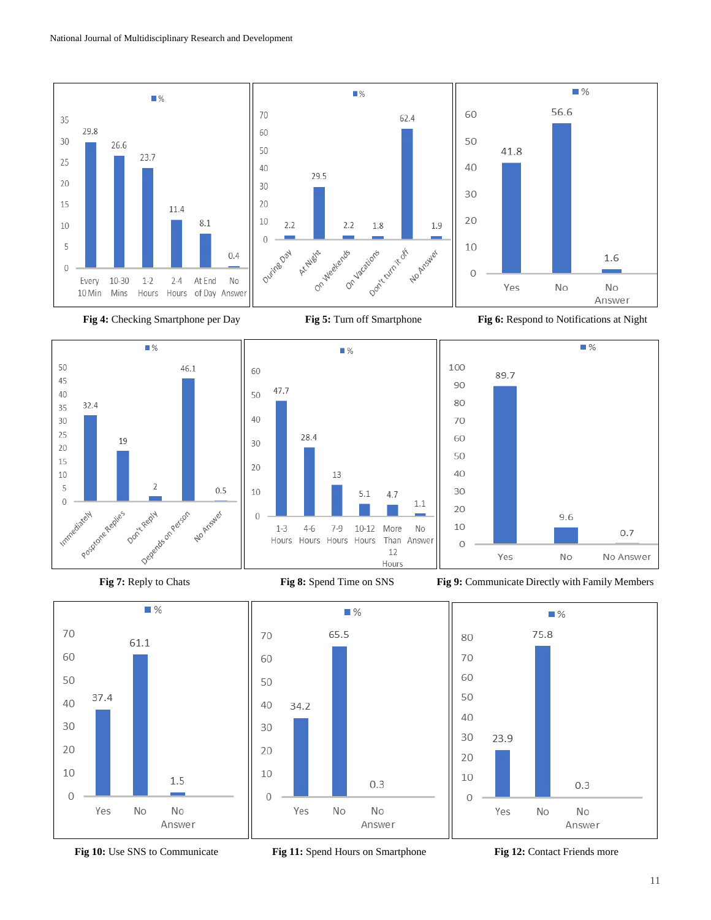**Fig 4:** Checking Smartphone per Day

**Fig 5:** Turn off Smartphone

**Fig 6:** Respond to Notifications at Night

**Fig 7:** Reply to Chats

**Fig 8:** Spend Time on SNS

**Fig 9:** Communicate Directly with Family Members

**Fig 10:** Use SNS to Communicate

**Fig 11:** Spend Hours on Smartphone

**Fig 12:** Contact Friends more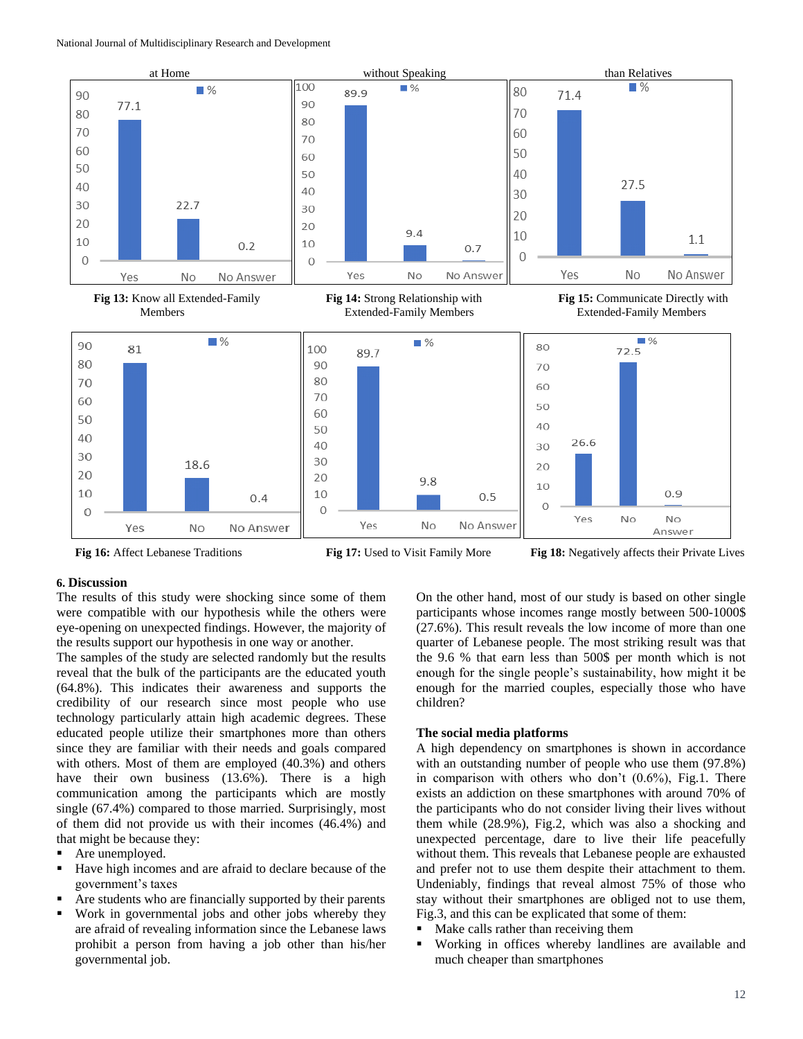at Home

without Speaking

than Relatives

**Fig 13:** Know all Extended-Family Members

**Fig 14:** Strong Relationship with Extended-Family Members

**Fig 15:** Communicate Directly with Extended-Family Members

**Fig 16:** Affect Lebanese Traditions

**Fig 17:** Used to Visit Family More

**Fig 18:** Negatively affects their Private Lives

## 6. Discussion

The results of this study were shocking since some of them were compatible with our hypothesis while the others were eye-opening on unexpected findings. However, the majority of the results support our hypothesis in one way or another.

The samples of the study are selected randomly but the results reveal that the bulk of the participants are the educated youth (64.8%). This indicates their awareness and supports the credibility of our research since most people who use technology particularly attain high academic degrees. These educated people utilize their smartphones more than others since they are familiar with their needs and goals compared with others. Most of them are employed (40.3%) and others have their own business (13.6%). There is a high communication among the participants which are mostly single (67.4%) compared to those married. Surprisingly, most of them did not provide us with their incomes (46.4%) and that might be because they:

- Are unemployed.
- Have high incomes and are afraid to declare because of the government's taxes
- Are students who are financially supported by their parents
- Work in governmental jobs and other jobs whereby they are afraid of revealing information since the Lebanese laws prohibit a person from having a job other than his/her governmental job.

On the other hand, most of our study is based on other single participants whose incomes range mostly between 500-1000$ (27.6%). This result reveals the low income of more than one quarter of Lebanese people. The most striking result was that the 9.6 % that earn less than 500$ per month which is not enough for the single people's sustainability, how might it be enough for the married couples, especially those who have children?

### The social media platforms

A high dependency on smartphones is shown in accordance with an outstanding number of people who use them (97.8%) in comparison with others who don't (0.6%), Fig.1. There exists an addiction on these smartphones with around 70% of the participants who do not consider living their lives without them while (28.9%), Fig.2, which was also a shocking and unexpected percentage, dare to live their life peacefully without them. This reveals that Lebanese people are exhausted and prefer not to use them despite their attachment to them. Undeniably, findings that reveal almost 75% of those who stay without their smartphones are obliged not to use them, Fig.3, and this can be explicated that some of them:

- Make calls rather than receiving them
- Working in offices whereby landlines are available and much cheaper than smartphones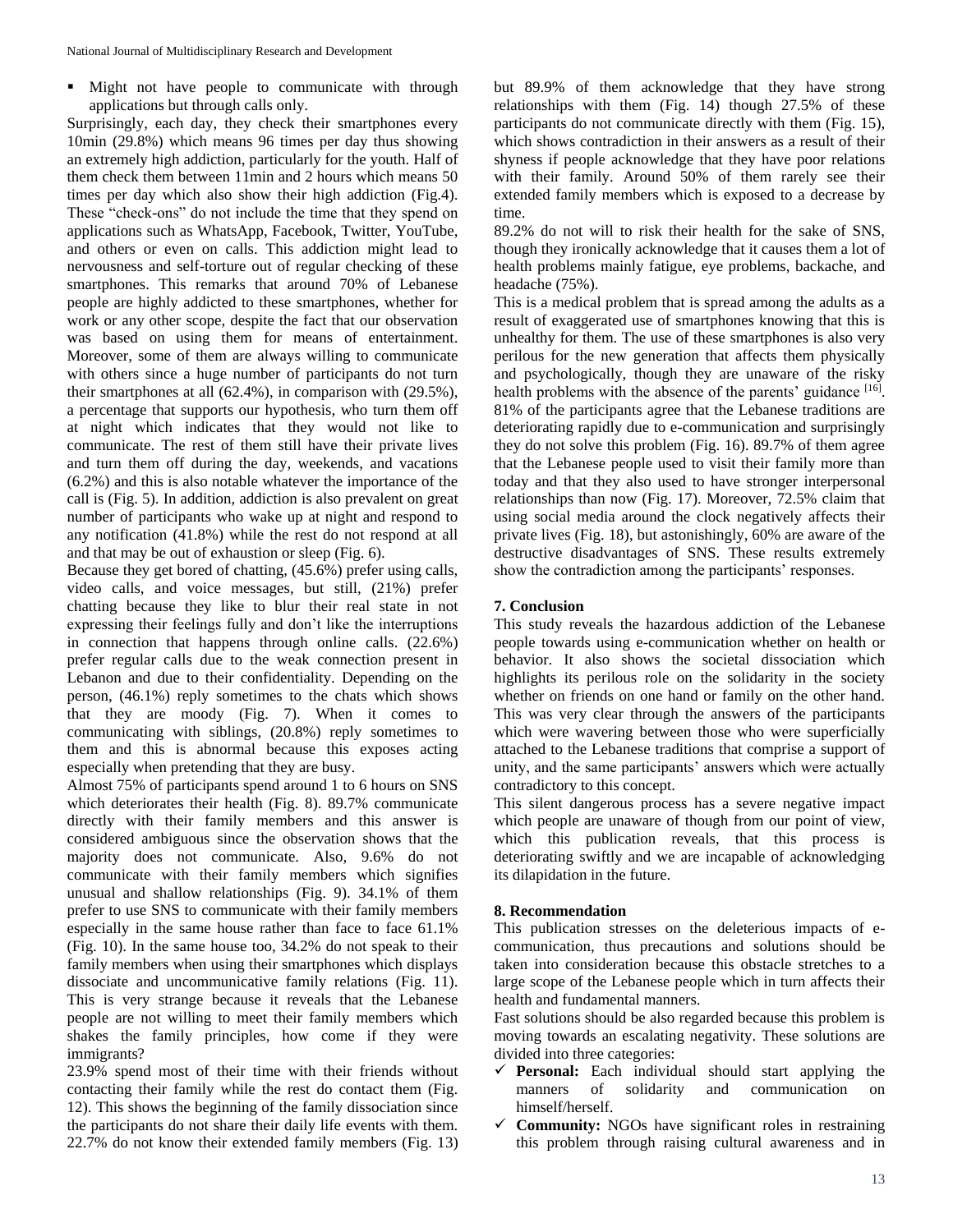- Might not have people to communicate with through applications but through calls only.

Surprisingly, each day, they check their smartphones every 10min (29.8%) which means 96 times per day thus showing an extremely high addiction, particularly for the youth. Half of them check them between 11min and 2 hours which means 50 times per day which also show their high addiction (Fig.4). These "check-ons" do not include the time that they spend on applications such as WhatsApp, Facebook, Twitter, YouTube, and others or even on calls. This addiction might lead to nervousness and self-torture out of regular checking of these smartphones. This remarks that around 70% of Lebanese people are highly addicted to these smartphones, whether for work or any other scope, despite the fact that our observation was based on using them for means of entertainment. Moreover, some of them are always willing to communicate with others since a huge number of participants do not turn their smartphones at all (62.4%), in comparison with (29.5%), a percentage that supports our hypothesis, who turn them off at night which indicates that they would not like to communicate. The rest of them still have their private lives and turn them off during the day, weekends, and vacations (6.2%) and this is also notable whatever the importance of the call is (Fig. 5). In addition, addiction is also prevalent on great number of participants who wake up at night and respond to any notification (41.8%) while the rest do not respond at all and that may be out of exhaustion or sleep (Fig. 6).

Because they get bored of chatting, (45.6%) prefer using calls, video calls, and voice messages, but still, (21%) prefer chatting because they like to blur their real state in not expressing their feelings fully and don't like the interruptions in connection that happens through online calls. (22.6%) prefer regular calls due to the weak connection present in Lebanon and due to their confidentiality. Depending on the person, (46.1%) reply sometimes to the chats which shows that they are moody (Fig. 7). When it comes to communicating with siblings, (20.8%) reply sometimes to them and this is abnormal because this exposes acting especially when pretending that they are busy.

Almost 75% of participants spend around 1 to 6 hours on SNS which deteriorates their health (Fig. 8). 89.7% communicate directly with their family members and this answer is considered ambiguous since the observation shows that the majority does not communicate. Also, 9.6% do not communicate with their family members which signifies unusual and shallow relationships (Fig. 9). 34.1% of them prefer to use SNS to communicate with their family members especially in the same house rather than face to face 61.1% (Fig. 10). In the same house too, 34.2% do not speak to their family members when using their smartphones which displays dissociate and uncommunicative family relations (Fig. 11). This is very strange because it reveals that the Lebanese people are not willing to meet their family members which shakes the family principles, how come if they were immigrants?

23.9% spend most of their time with their friends without contacting their family while the rest do contact them (Fig. 12). This shows the beginning of the family dissociation since the participants do not share their daily life events with them. 22.7% do not know their extended family members (Fig. 13) but 89.9% of them acknowledge that they have strong relationships with them (Fig. 14) though 27.5% of these participants do not communicate directly with them (Fig. 15), which shows contradiction in their answers as a result of their shyness if people acknowledge that they have poor relations with their family. Around 50% of them rarely see their extended family members which is exposed to a decrease by time.

89.2% do not will to risk their health for the sake of SNS, though they ironically acknowledge that it causes them a lot of health problems mainly fatigue, eye problems, backache, and headache (75%).

This is a medical problem that is spread among the adults as a result of exaggerated use of smartphones knowing that this is unhealthy for them. The use of these smartphones is also very perilous for the new generation that affects them physically and psychologically, though they are unaware of the risky health problems with the absence of the parents' guidance [16].

81% of the participants agree that the Lebanese traditions are deteriorating rapidly due to e-communication and surprisingly they do not solve this problem (Fig. 16). 89.7% of them agree that the Lebanese people used to visit their family more than today and that they also used to have stronger interpersonal relationships than now (Fig. 17). Moreover, 72.5% claim that using social media around the clock negatively affects their private lives (Fig. 18), but astonishingly, 60% are aware of the destructive disadvantages of SNS. These results extremely show the contradiction among the participants' responses.

## 7. Conclusion

This study reveals the hazardous addiction of the Lebanese people towards using e-communication whether on health or behavior. It also shows the societal dissociation which highlights its perilous role on the solidarity in the society whether on friends on one hand or family on the other hand. This was very clear through the answers of the participants which were wavering between those who were superficially attached to the Lebanese traditions that comprise a support of unity, and the same participants' answers which were actually contradictory to this concept.

This silent dangerous process has a severe negative impact which people are unaware of though from our point of view, which this publication reveals, that this process is deteriorating swiftly and we are incapable of acknowledging its dilapidation in the future.

## 8. Recommendation

This publication stresses on the deleterious impacts of e-communication, thus precautions and solutions should be taken into consideration because this obstacle stretches to a large scope of the Lebanese people which in turn affects their health and fundamental manners.

Fast solutions should be also regarded because this problem is moving towards an escalating negativity. These solutions are divided into three categories:

- ✓ **Personal:** Each individual should start applying the manners of solidarity and communication on himself/herself.
- ✓ **Community:** NGOs have significant roles in restraining this problem through raising cultural awareness and in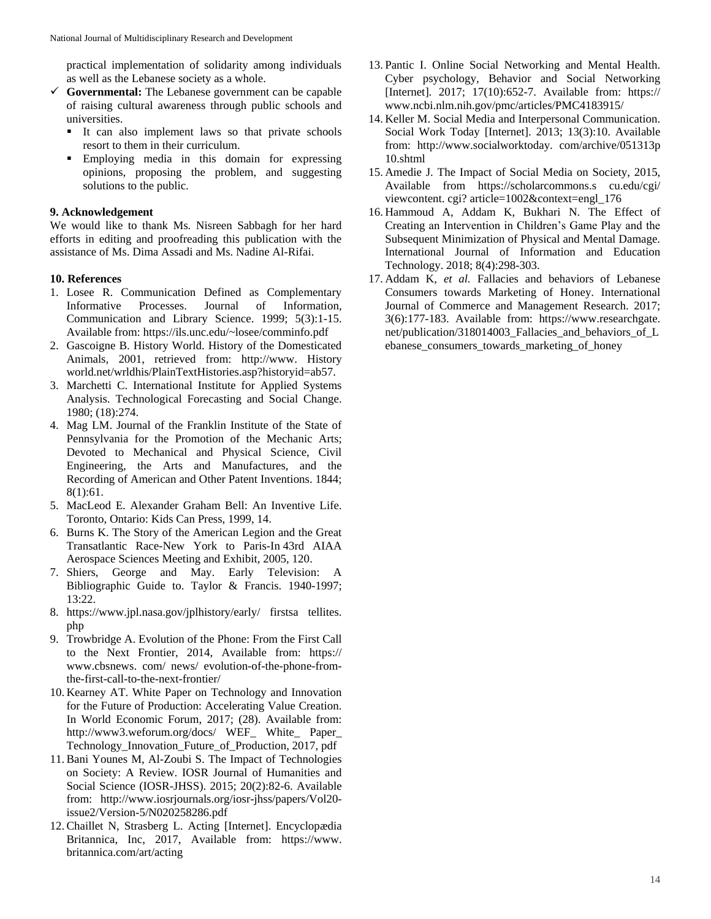practical implementation of solidarity among individuals as well as the Lebanese society as a whole.

- ✓ **Governmental:** The Lebanese government can be capable of raising cultural awareness through public schools and universities.
  - It can also implement laws so that private schools resort to them in their curriculum.
  - Employing media in this domain for expressing opinions, proposing the problem, and suggesting solutions to the public.

## 9. Acknowledgement

We would like to thank Ms. Nisreen Sabbagh for her hard efforts in editing and proofreading this publication with the assistance of Ms. Dima Assadi and Ms. Nadine Al-Rifai.

## 10. References

1. Losee R. Communication Defined as Complementary Informative Processes. Journal of Information, Communication and Library Science. 1999; 5(3):1-15. Available from: https://ils.unc.edu/~losee/comminfo.pdf
2. Gascoigne B. History World. History of the Domesticated Animals, 2001, retrieved from: http://www. History world.net/wrldhis/PlainTextHistories.asp?historyid=ab57.
3. Marchetti C. International Institute for Applied Systems Analysis. Technological Forecasting and Social Change. 1980; (18):274.
4. Mag LM. Journal of the Franklin Institute of the State of Pennsylvania for the Promotion of the Mechanic Arts; Devoted to Mechanical and Physical Science, Civil Engineering, the Arts and Manufactures, and the Recording of American and Other Patent Inventions. 1844; 8(1):61.
5. MacLeod E. Alexander Graham Bell: An Inventive Life. Toronto, Ontario: Kids Can Press, 1999, 14.
6. Burns K. The Story of the American Legion and the Great Transatlantic Race-New York to Paris-In 43rd AIAA Aerospace Sciences Meeting and Exhibit, 2005, 120.
7. Shiers, George and May. Early Television: A Bibliographic Guide to. Taylor & Francis. 1940-1997; 13:22.
8. https://www.jpl.nasa.gov/jplhistory/early/ firstsa tellites. php
9. Trowbridge A. Evolution of the Phone: From the First Call to the Next Frontier, 2014, Available from: https:// www.cbsnews. com/ news/ evolution-of-the-phone-from-the-first-call-to-the-next-frontier/
10. Kearney AT. White Paper on Technology and Innovation for the Future of Production: Accelerating Value Creation. In World Economic Forum, 2017; (28). Available from: http://www3.weforum.org/docs/ WEF_ White_ Paper_ Technology_Innovation_Future_of_Production, 2017, pdf
11. Bani Younes M, Al-Zoubi S. The Impact of Technologies on Society: A Review. IOSR Journal of Humanities and Social Science (IOSR-JHSS). 2015; 20(2):82-6. Available from: http://www.iosrjournals.org/iosr-jhss/papers/Vol20-issue2/Version-5/N020258286.pdf
12. Chaillet N, Strasberg L. Acting [Internet]. Encyclopædia Britannica, Inc, 2017, Available from: https://www. britannica.com/art/acting
13. Pantic I. Online Social Networking and Mental Health. Cyber psychology, Behavior and Social Networking [Internet]. 2017; 17(10):652-7. Available from: https:// www.ncbi.nlm.nih.gov/pmc/articles/PMC4183915/
14. Keller M. Social Media and Interpersonal Communication. Social Work Today [Internet]. 2013; 13(3):10. Available from: http://www.socialworktoday. com/archive/051313p 10.shtml
15. Amedie J. The Impact of Social Media on Society, 2015, Available from https://scholarcommons.s cu.edu/cgi/ viewcontent. cgi? article=1002&context=engl_176
16. Hammoud A, Addam K, Bukhari N. The Effect of Creating an Intervention in Children's Game Play and the Subsequent Minimization of Physical and Mental Damage. International Journal of Information and Education Technology. 2018; 8(4):298-303.
17. Addam K, *et al.* Fallacies and behaviors of Lebanese Consumers towards Marketing of Honey. International Journal of Commerce and Management Research. 2017; 3(6):177-183. Available from: https://www.researchgate. net/publication/318014003_Fallacies_and_behaviors_of_Lebanese_consumers_towards_marketing_of_honey